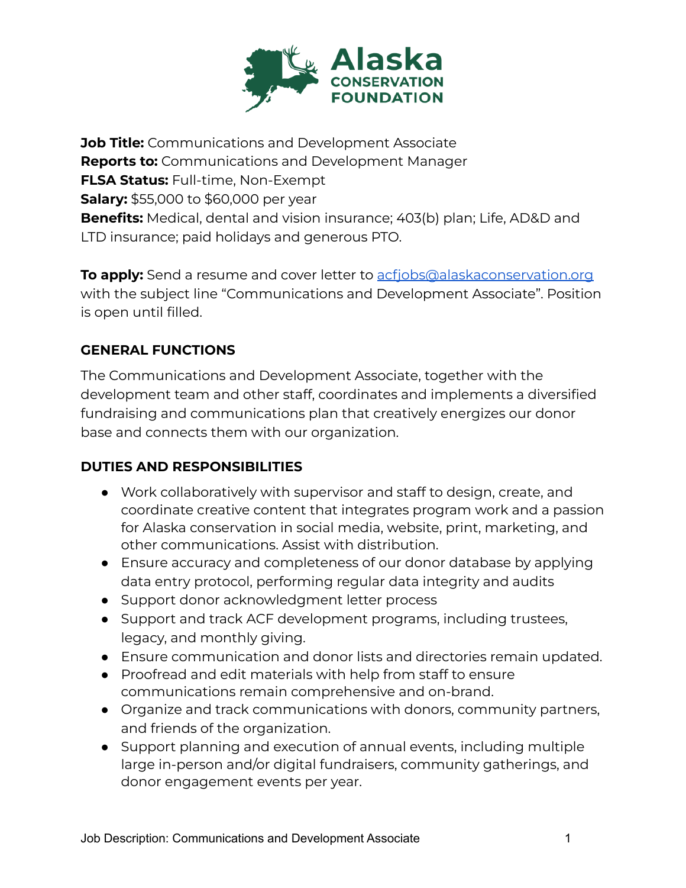**Job Title:** Communications and Development Associate
**Reports to:** Communications and Development Manager
**FLSA Status:** Full-time, Non-Exempt
**Salary:** $55,000 to $60,000 per year
**Benefits:** Medical, dental and vision insurance; 403(b) plan; Life, AD&D and LTD insurance; paid holidays and generous PTO.

**To apply:** Send a resume and cover letter to acfjobs@alaskaconservation.org with the subject line "Communications and Development Associate". Position is open until filled.

## GENERAL FUNCTIONS

The Communications and Development Associate, together with the development team and other staff, coordinates and implements a diversified fundraising and communications plan that creatively energizes our donor base and connects them with our organization.

## DUTIES AND RESPONSIBILITIES

- Work collaboratively with supervisor and staff to design, create, and coordinate creative content that integrates program work and a passion for Alaska conservation in social media, website, print, marketing, and other communications. Assist with distribution.
- Ensure accuracy and completeness of our donor database by applying data entry protocol, performing regular data integrity and audits
- Support donor acknowledgment letter process
- Support and track ACF development programs, including trustees, legacy, and monthly giving.
- Ensure communication and donor lists and directories remain updated.
- Proofread and edit materials with help from staff to ensure communications remain comprehensive and on-brand.
- Organize and track communications with donors, community partners, and friends of the organization.
- Support planning and execution of annual events, including multiple large in-person and/or digital fundraisers, community gatherings, and donor engagement events per year.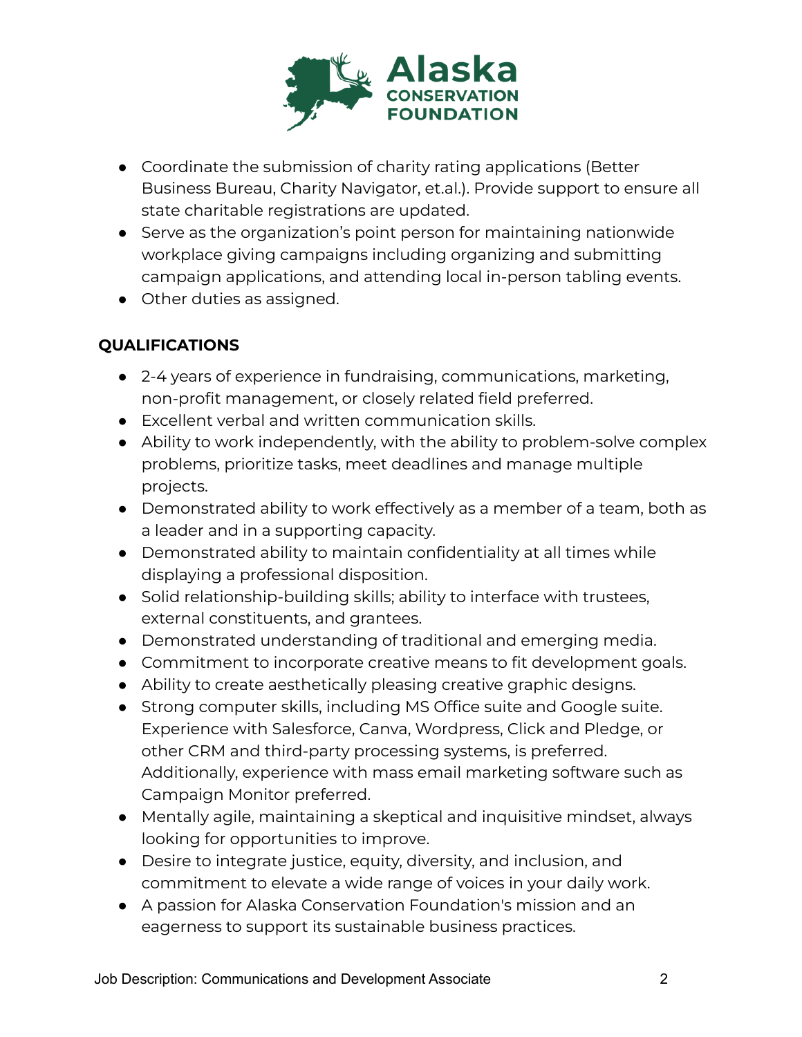- Coordinate the submission of charity rating applications (Better Business Bureau, Charity Navigator, et.al.). Provide support to ensure all state charitable registrations are updated.
- Serve as the organization's point person for maintaining nationwide workplace giving campaigns including organizing and submitting campaign applications, and attending local in-person tabling events.
- Other duties as assigned.

## QUALIFICATIONS

- 2-4 years of experience in fundraising, communications, marketing, non-profit management, or closely related field preferred.
- Excellent verbal and written communication skills.
- Ability to work independently, with the ability to problem-solve complex problems, prioritize tasks, meet deadlines and manage multiple projects.
- Demonstrated ability to work effectively as a member of a team, both as a leader and in a supporting capacity.
- Demonstrated ability to maintain confidentiality at all times while displaying a professional disposition.
- Solid relationship-building skills; ability to interface with trustees, external constituents, and grantees.
- Demonstrated understanding of traditional and emerging media.
- Commitment to incorporate creative means to fit development goals.
- Ability to create aesthetically pleasing creative graphic designs.
- Strong computer skills, including MS Office suite and Google suite. Experience with Salesforce, Canva, Wordpress, Click and Pledge, or other CRM and third-party processing systems, is preferred. Additionally, experience with mass email marketing software such as Campaign Monitor preferred.
- Mentally agile, maintaining a skeptical and inquisitive mindset, always looking for opportunities to improve.
- Desire to integrate justice, equity, diversity, and inclusion, and commitment to elevate a wide range of voices in your daily work.
- A passion for Alaska Conservation Foundation's mission and an eagerness to support its sustainable business practices.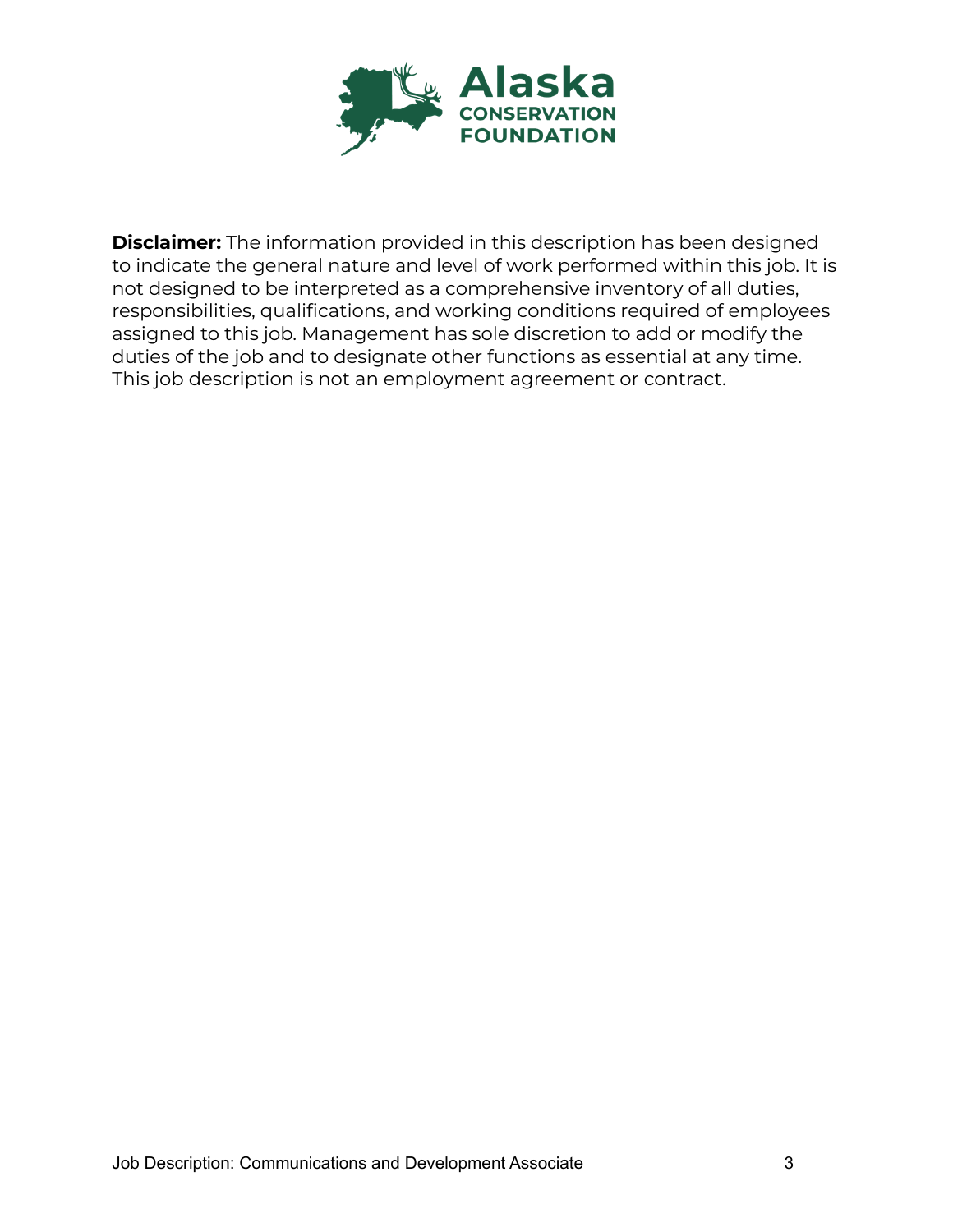**Disclaimer:** The information provided in this description has been designed to indicate the general nature and level of work performed within this job. It is not designed to be interpreted as a comprehensive inventory of all duties, responsibilities, qualifications, and working conditions required of employees assigned to this job. Management has sole discretion to add or modify the duties of the job and to designate other functions as essential at any time. This job description is not an employment agreement or contract.